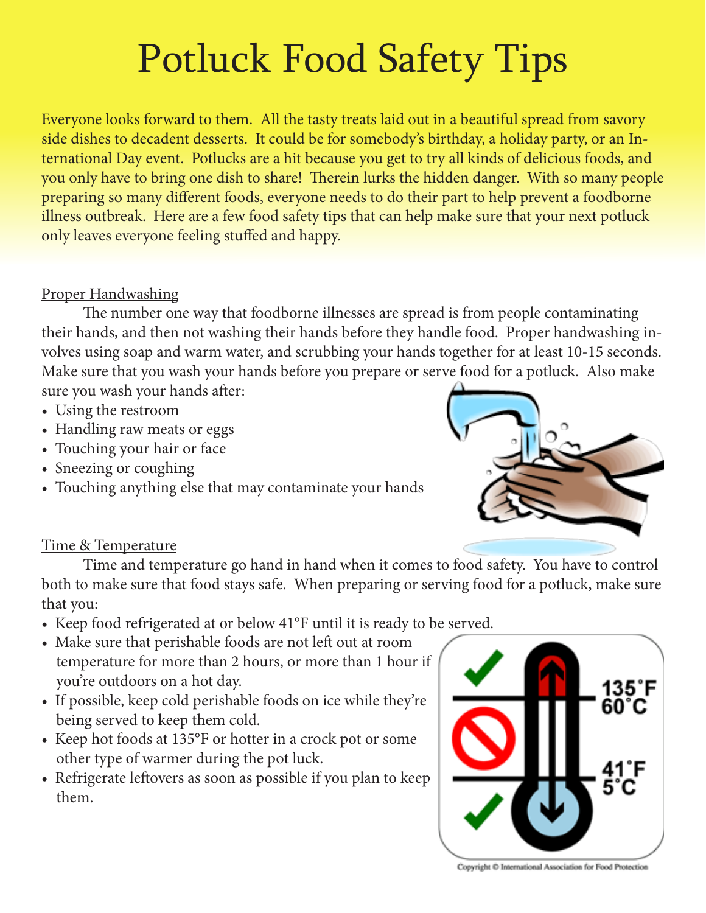# Potluck Food Safety Tips

Everyone looks forward to them. All the tasty treats laid out in a beautiful spread from savory side dishes to decadent desserts. It could be for somebody's birthday, a holiday party, or an International Day event. Potlucks are a hit because you get to try all kinds of delicious foods, and you only have to bring one dish to share! Therein lurks the hidden danger. With so many people preparing so many different foods, everyone needs to do their part to help prevent a foodborne illness outbreak. Here are a few food safety tips that can help make sure that your next potluck only leaves everyone feeling stuffed and happy.

## Proper Handwashing

The number one way that foodborne illnesses are spread is from people contaminating their hands, and then not washing their hands before they handle food. Proper handwashing involves using soap and warm water, and scrubbing your hands together for at least 10-15 seconds. Make sure that you wash your hands before you prepare or serve food for a potluck. Also make sure you wash your hands after:

- Using the restroom
- Handling raw meats or eggs
- Touching your hair or face
- Sneezing or coughing
- Touching anything else that may contaminate your hands

## Time & Temperature

Time and temperature go hand in hand when it comes to food safety. You have to control both to make sure that food stays safe. When preparing or serving food for a potluck, make sure that you:

- Keep food refrigerated at or below 41°F until it is ready to be served.
- Make sure that perishable foods are not left out at room temperature for more than 2 hours, or more than 1 hour if you're outdoors on a hot day.
- If possible, keep cold perishable foods on ice while they're being served to keep them cold.
- Keep hot foods at 135°F or hotter in a crock pot or some other type of warmer during the pot luck.
- Refrigerate leftovers as soon as possible if you plan to keep them.

135°F 60°C

41°F 5°C

Copyright © International Association for Food Protection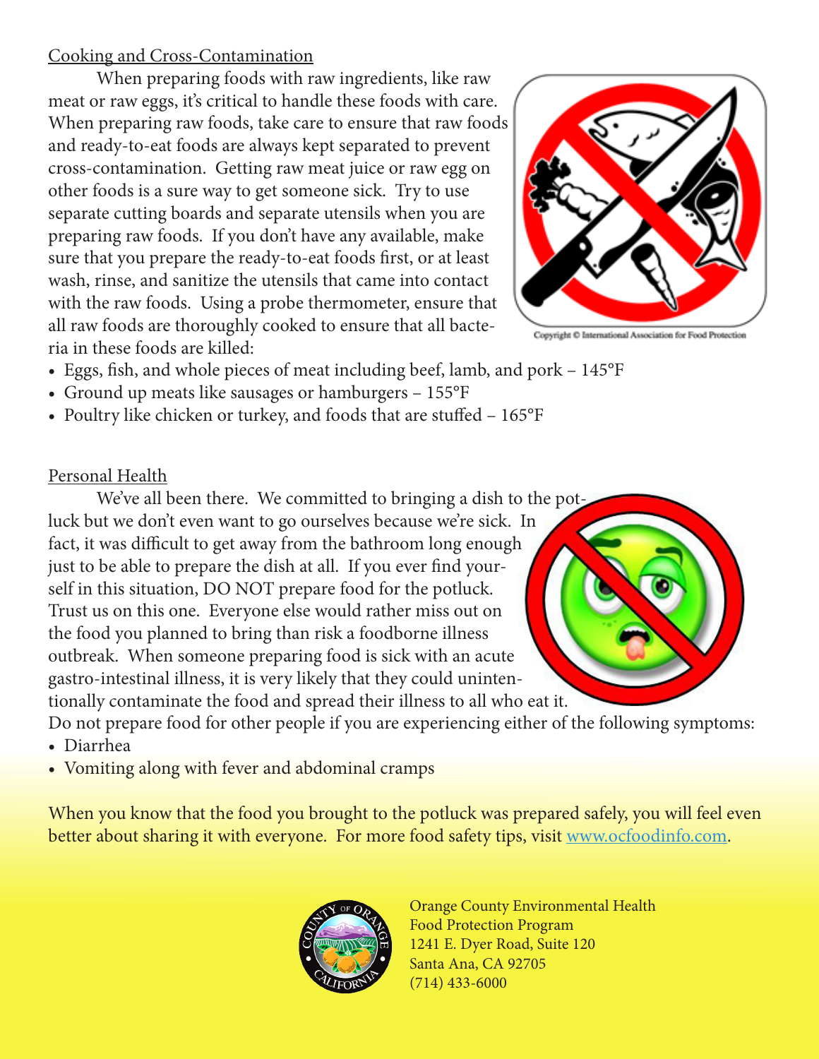## Cooking and Cross-Contamination

When preparing foods with raw ingredients, like raw meat or raw eggs, it's critical to handle these foods with care. When preparing raw foods, take care to ensure that raw foods and ready-to-eat foods are always kept separated to prevent cross-contamination. Getting raw meat juice or raw egg on other foods is a sure way to get someone sick. Try to use separate cutting boards and separate utensils when you are preparing raw foods. If you don't have any available, make sure that you prepare the ready-to-eat foods first, or at least wash, rinse, and sanitize the utensils that came into contact with the raw foods. Using a probe thermometer, ensure that all raw foods are thoroughly cooked to ensure that all bacteria in these foods are killed:

Copyright © International Association for Food Protection

- Eggs, fish, and whole pieces of meat including beef, lamb, and pork – 145°F
- Ground up meats like sausages or hamburgers – 155°F
- Poultry like chicken or turkey, and foods that are stuffed – 165°F

## Personal Health

We've all been there. We committed to bringing a dish to the potluck but we don't even want to go ourselves because we're sick. In fact, it was difficult to get away from the bathroom long enough just to be able to prepare the dish at all. If you ever find yourself in this situation, DO NOT prepare food for the potluck. Trust us on this one. Everyone else would rather miss out on the food you planned to bring than risk a foodborne illness outbreak. When someone preparing food is sick with an acute gastro-intestinal illness, it is very likely that they could unintentionally contaminate the food and spread their illness to all who eat it. Do not prepare food for other people if you are experiencing either of the following symptoms:

- Diarrhea
- Vomiting along with fever and abdominal cramps

When you know that the food you brought to the potluck was prepared safely, you will feel even better about sharing it with everyone. For more food safety tips, visit [www.ocfoodinfo.com](http://www.ocfoodinfo.com).

Orange County Environmental Health
Food Protection Program
1241 E. Dyer Road, Suite 120
Santa Ana, CA 92705
(714) 433-6000